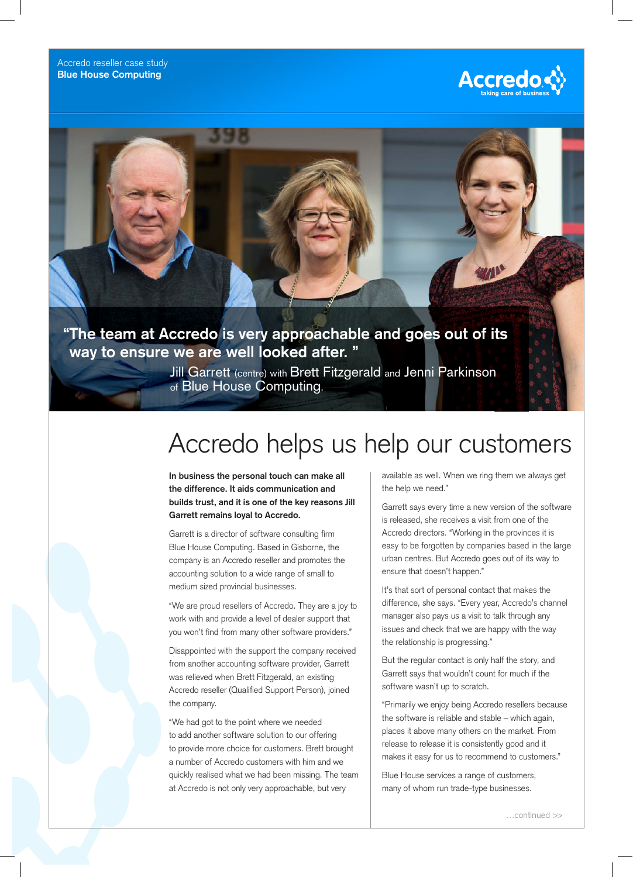Accredo reseller case study
**Blue House Computing**

Accredo taking care of business

**"The team at Accredo is very approachable and goes out of its way to ensure we are well looked after."**

Jill Garrett (centre) with Brett Fitzgerald and Jenni Parkinson of Blue House Computing.

# Accredo helps us help our customers

**In business the personal touch can make all the difference. It aids communication and builds trust, and it is one of the key reasons Jill Garrett remains loyal to Accredo.**

Garrett is a director of software consulting firm Blue House Computing. Based in Gisborne, the company is an Accredo reseller and promotes the accounting solution to a wide range of small to medium sized provincial businesses.

"We are proud resellers of Accredo. They are a joy to work with and provide a level of dealer support that you won't find from many other software providers."

Disappointed with the support the company received from another accounting software provider, Garrett was relieved when Brett Fitzgerald, an existing Accredo reseller (Qualified Support Person), joined the company.

"We had got to the point where we needed to add another software solution to our offering to provide more choice for customers. Brett brought a number of Accredo customers with him and we quickly realised what we had been missing. The team at Accredo is not only very approachable, but very available as well. When we ring them we always get the help we need."

Garrett says every time a new version of the software is released, she receives a visit from one of the Accredo directors. "Working in the provinces it is easy to be forgotten by companies based in the large urban centres. But Accredo goes out of its way to ensure that doesn't happen."

It's that sort of personal contact that makes the difference, she says. "Every year, Accredo's channel manager also pays us a visit to talk through any issues and check that we are happy with the way the relationship is progressing."

But the regular contact is only half the story, and Garrett says that wouldn't count for much if the software wasn't up to scratch.

"Primarily we enjoy being Accredo resellers because the software is reliable and stable – which again, places it above many others on the market. From release to release it is consistently good and it makes it easy for us to recommend to customers."

Blue House services a range of customers, many of whom run trade-type businesses.

…continued >>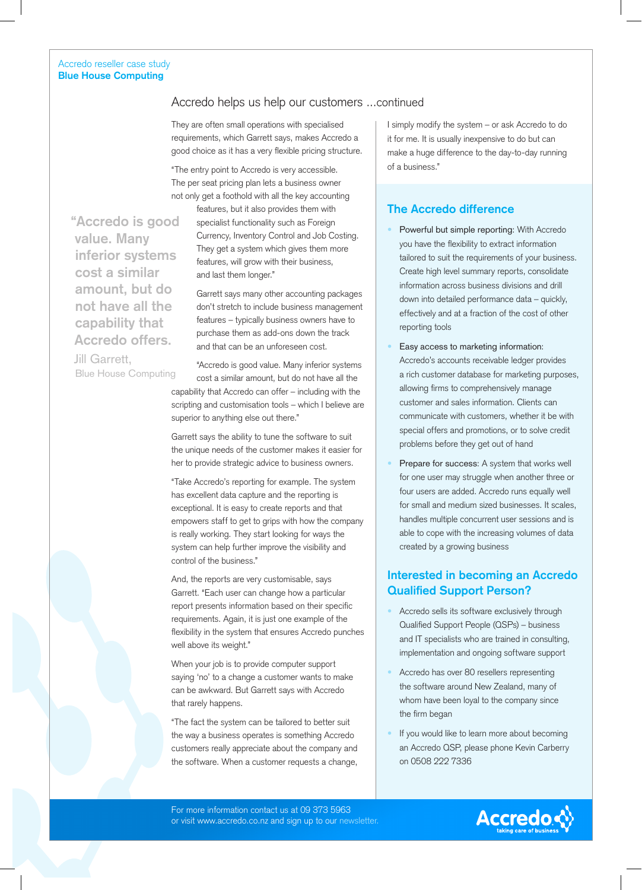Accredo reseller case study
**Blue House Computing**

## Accredo helps us help our customers ...continued

They are often small operations with specialised requirements, which Garrett says, makes Accredo a good choice as it has a very flexible pricing structure.

"The entry point to Accredo is very accessible. The per seat pricing plan lets a business owner not only get a foothold with all the key accounting features, but it also provides them with specialist functionality such as Foreign Currency, Inventory Control and Job Costing. They get a system which gives them more features, will grow with their business, and last them longer."

> **"Accredo is good value. Many inferior systems cost a similar amount, but do not have all the capability that Accredo offers.**
>
> Jill Garrett,
> Blue House Computing

Garrett says many other accounting packages don't stretch to include business management features – typically business owners have to purchase them as add-ons down the track and that can be an unforeseen cost.

"Accredo is good value. Many inferior systems cost a similar amount, but do not have all the capability that Accredo can offer – including with the scripting and customisation tools – which I believe are superior to anything else out there."

Garrett says the ability to tune the software to suit the unique needs of the customer makes it easier for her to provide strategic advice to business owners.

"Take Accredo's reporting for example. The system has excellent data capture and the reporting is exceptional. It is easy to create reports and that empowers staff to get to grips with how the company is really working. They start looking for ways the system can help further improve the visibility and control of the business."

And, the reports are very customisable, says Garrett. "Each user can change how a particular report presents information based on their specific requirements. Again, it is just one example of the flexibility in the system that ensures Accredo punches well above its weight."

When your job is to provide computer support saying 'no' to a change a customer wants to make can be awkward. But Garrett says with Accredo that rarely happens.

"The fact the system can be tailored to better suit the way a business operates is something Accredo customers really appreciate about the company and the software. When a customer requests a change, I simply modify the system – or ask Accredo to do it for me. It is usually inexpensive to do but can make a huge difference to the day-to-day running of a business."

### The Accredo difference

- Powerful but simple reporting: With Accredo you have the flexibility to extract information tailored to suit the requirements of your business. Create high level summary reports, consolidate information across business divisions and drill down into detailed performance data – quickly, effectively and at a fraction of the cost of other reporting tools
- Easy access to marketing information: Accredo's accounts receivable ledger provides a rich customer database for marketing purposes, allowing firms to comprehensively manage customer and sales information. Clients can communicate with customers, whether it be with special offers and promotions, or to solve credit problems before they get out of hand
- Prepare for success: A system that works well for one user may struggle when another three or four users are added. Accredo runs equally well for small and medium sized businesses. It scales, handles multiple concurrent user sessions and is able to cope with the increasing volumes of data created by a growing business

### Interested in becoming an Accredo Qualified Support Person?

- Accredo sells its software exclusively through Qualified Support People (QSPs) – business and IT specialists who are trained in consulting, implementation and ongoing software support
- Accredo has over 80 resellers representing the software around New Zealand, many of whom have been loyal to the company since the firm began
- If you would like to learn more about becoming an Accredo QSP, please phone Kevin Carberry on 0508 222 7336

For more information contact us at 09 373 5963
or visit www.accredo.co.nz and sign up to our newsletter.

Accredo
taking care of business